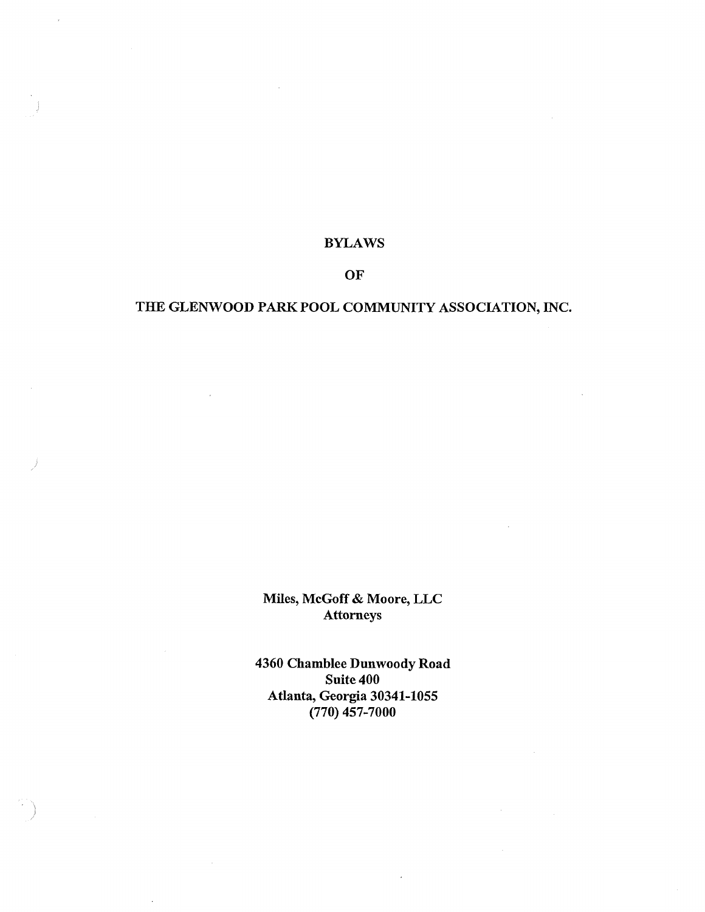# BYLAWS

# OF

# THE GLENWOOD PARK POOL COMMUNITY ASSOCIATION, INC.

**Miles, McGoff & Moore, LLC**
**Attorneys**

**4360 Chamblee Dunwoody Road**
**Suite 400**
**Atlanta, Georgia 30341-1055**
**(770) 457-7000**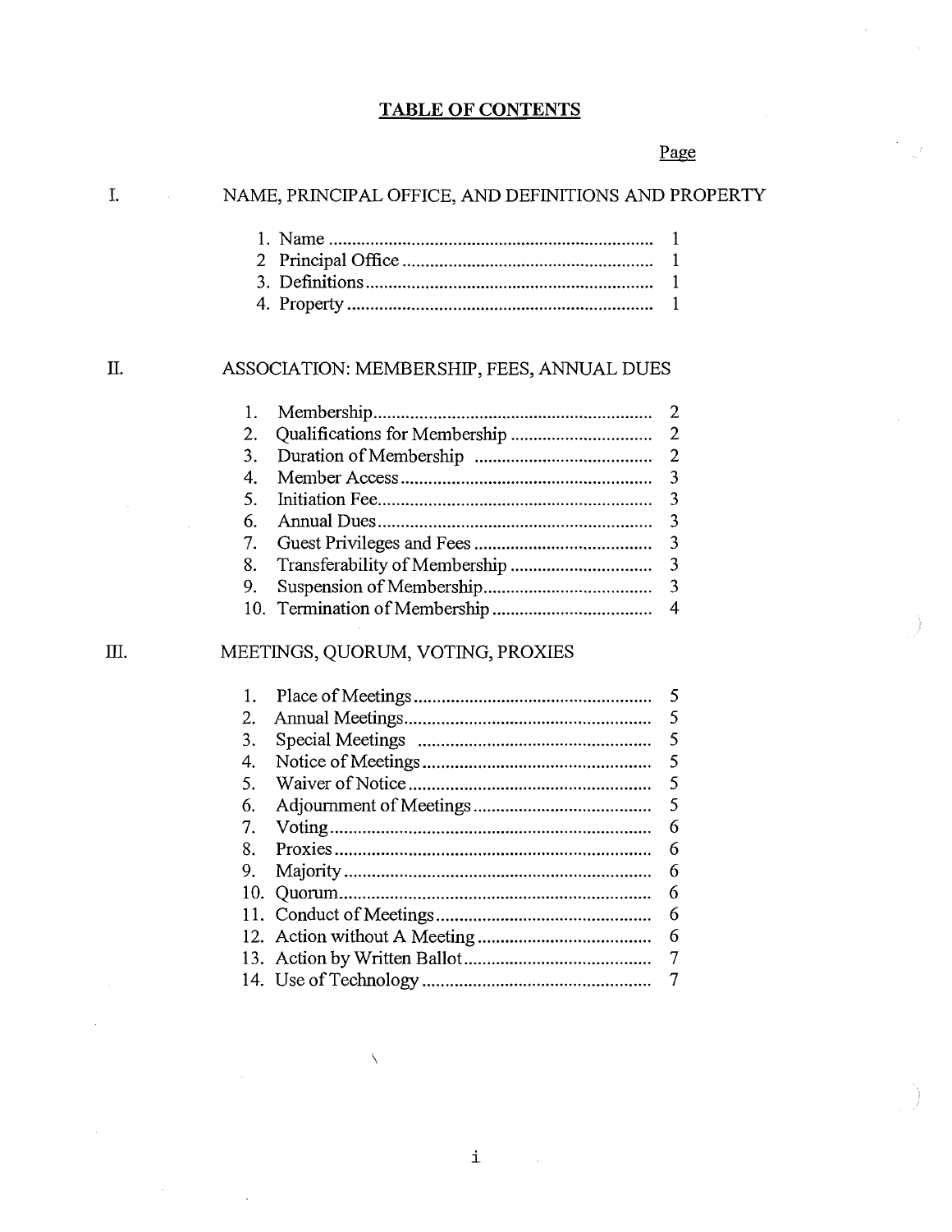# TABLE OF CONTENTS

| | | Page |
|---|---|---|
| I. | NAME, PRINCIPAL OFFICE, AND DEFINITIONS AND PROPERTY | |
| | 1. Name | 1 |
| | 2 Principal Office | 1 |
| | 3. Definitions | 1 |
| | 4. Property | 1 |
| II. | ASSOCIATION: MEMBERSHIP, FEES, ANNUAL DUES | |
| | 1. Membership | 2 |
| | 2. Qualifications for Membership | 2 |
| | 3. Duration of Membership | 2 |
| | 4. Member Access | 3 |
| | 5. Initiation Fee | 3 |
| | 6. Annual Dues | 3 |
| | 7. Guest Privileges and Fees | 3 |
| | 8. Transferability of Membership | 3 |
| | 9. Suspension of Membership | 3 |
| | 10. Termination of Membership | 4 |
| III. | MEETINGS, QUORUM, VOTING, PROXIES | |
| | 1. Place of Meetings | 5 |
| | 2. Annual Meetings | 5 |
| | 3. Special Meetings | 5 |
| | 4. Notice of Meetings | 5 |
| | 5. Waiver of Notice | 5 |
| | 6. Adjournment of Meetings | 5 |
| | 7. Voting | 6 |
| | 8. Proxies | 6 |
| | 9. Majority | 6 |
| | 10. Quorum | 6 |
| | 11. Conduct of Meetings | 6 |
| | 12. Action without A Meeting | 6 |
| | 13. Action by Written Ballot | 7 |
| | 14. Use of Technology | 7 |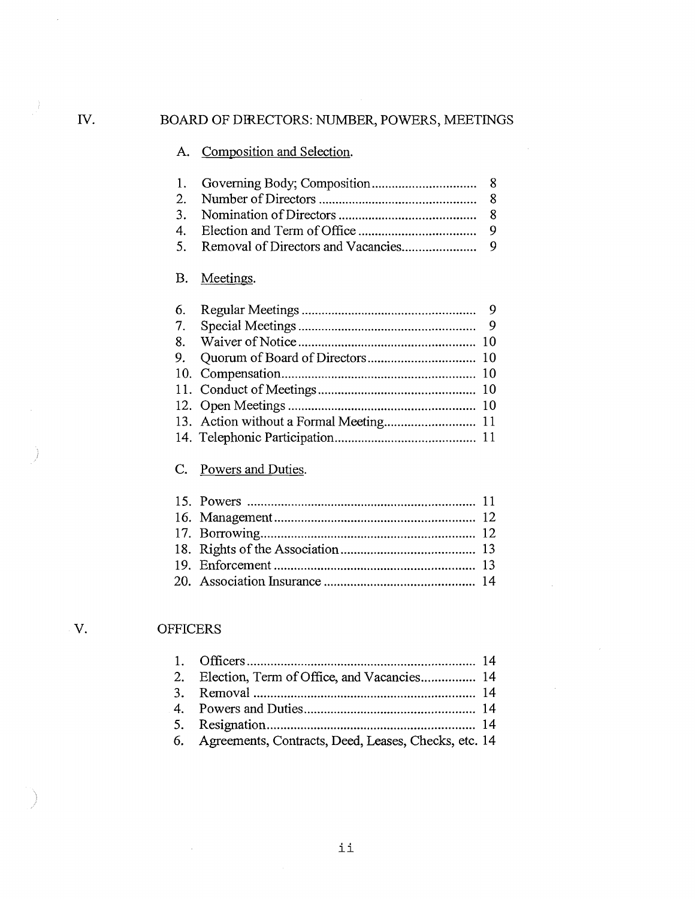IV. BOARD OF DIRECTORS: NUMBER, POWERS, MEETINGS

A. Composition and Selection.

1. Governing Body; Composition ................................ 8
2. Number of Directors ................................................ 8
3. Nomination of Directors .......................................... 8
4. Election and Term of Office .................................... 9
5. Removal of Directors and Vacancies ....................... 9

B. Meetings.

6. Regular Meetings ..................................................... 9
7. Special Meetings ...................................................... 9
8. Waiver of Notice ...................................................... 10
9. Quorum of Board of Directors ................................. 10
10. Compensation .......................................................... 10
11. Conduct of Meetings ................................................ 10
12. Open Meetings ......................................................... 10
13. Action without a Formal Meeting ............................ 11
14. Telephonic Participation .......................................... 11

C. Powers and Duties.

15. Powers ..................................................................... 11
16. Management ............................................................ 12
17. Borrowing ................................................................ 12
18. Rights of the Association ......................................... 13
19. Enforcement ............................................................ 13
20. Association Insurance ............................................. 14

V. OFFICERS

1. Officers .................................................................... 14
2. Election, Term of Office, and Vacancies ................. 14
3. Removal ................................................................... 14
4. Powers and Duties ................................................... 14
5. Resignation .............................................................. 14
6. Agreements, Contracts, Deed, Leases, Checks, etc. 14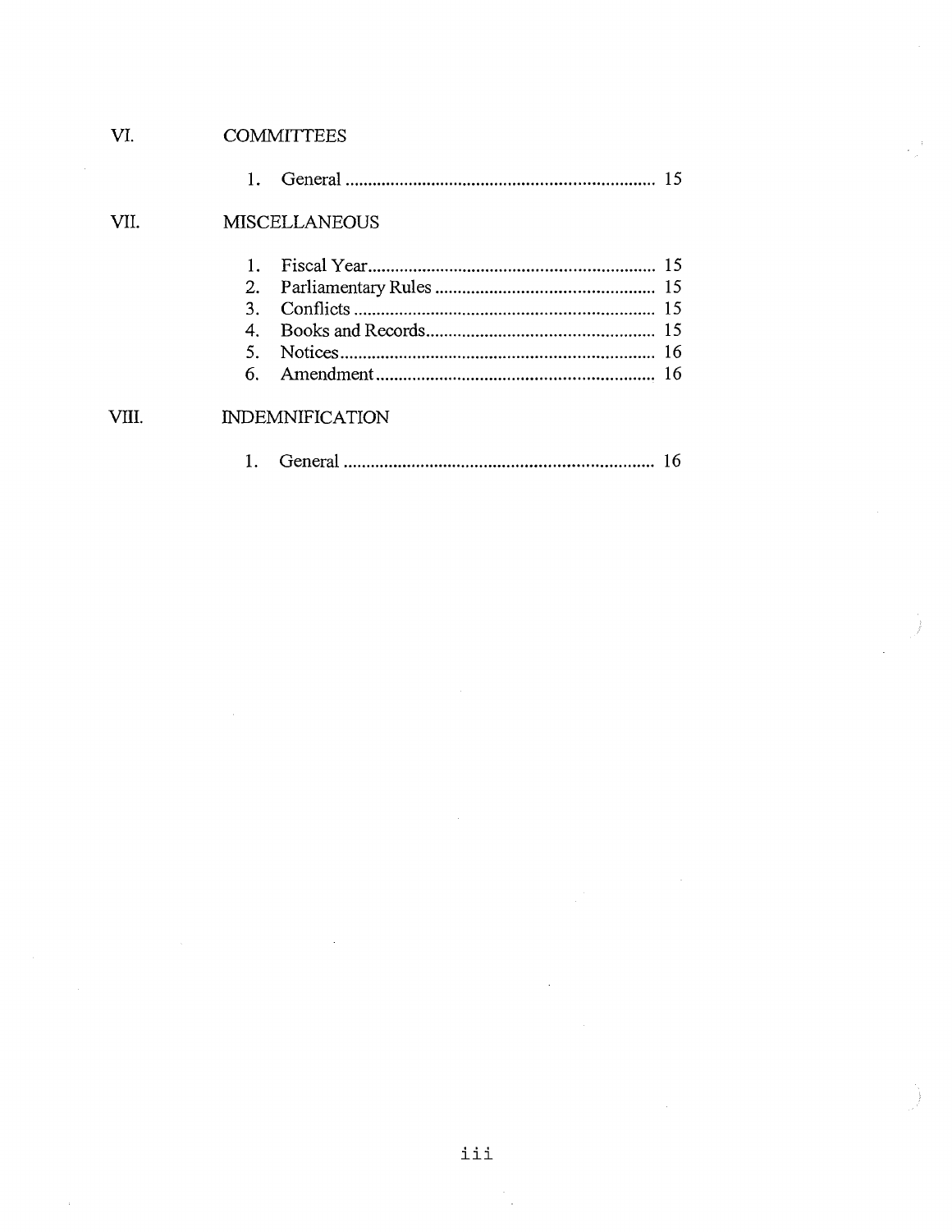VI. COMMITTEES

1. General .................................................................... 15

VII. MISCELLANEOUS

1. Fiscal Year ............................................................... 15
2. Parliamentary Rules ................................................ 15
3. Conflicts ................................................................. 15
4. Books and Records .................................................. 15
5. Notices ..................................................................... 16
6. Amendment ............................................................. 16

VIII. INDEMNIFICATION

1. General .................................................................... 16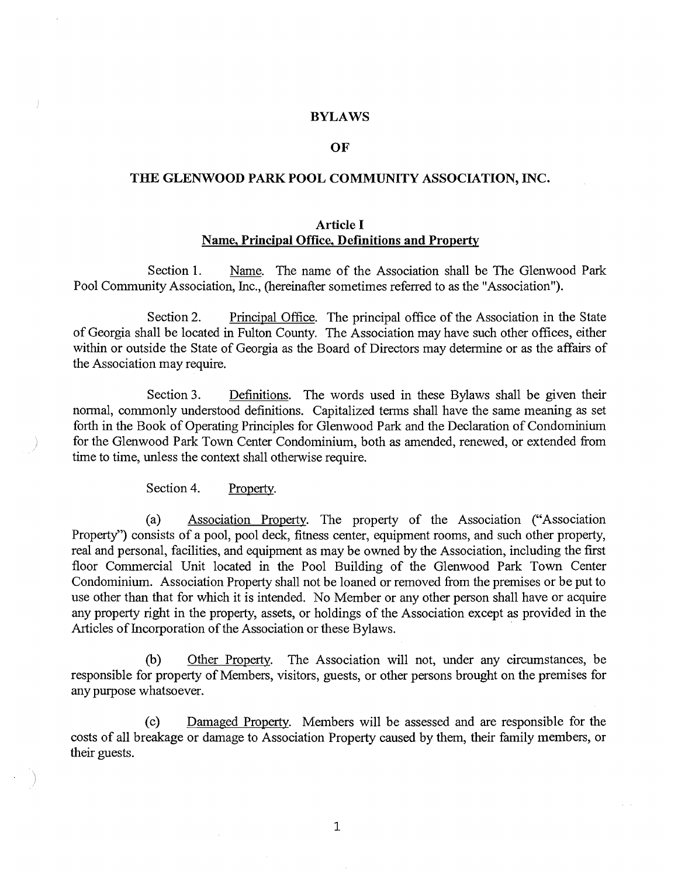# BYLAWS

# OF

# THE GLENWOOD PARK POOL COMMUNITY ASSOCIATION, INC.

## Article I
## Name, Principal Office, Definitions and Property

Section 1. Name. The name of the Association shall be The Glenwood Park Pool Community Association, Inc., (hereinafter sometimes referred to as the "Association").

Section 2. Principal Office. The principal office of the Association in the State of Georgia shall be located in Fulton County. The Association may have such other offices, either within or outside the State of Georgia as the Board of Directors may determine or as the affairs of the Association may require.

Section 3. Definitions. The words used in these Bylaws shall be given their normal, commonly understood definitions. Capitalized terms shall have the same meaning as set forth in the Book of Operating Principles for Glenwood Park and the Declaration of Condominium for the Glenwood Park Town Center Condominium, both as amended, renewed, or extended from time to time, unless the context shall otherwise require.

Section 4. Property.

(a) Association Property. The property of the Association ("Association Property") consists of a pool, pool deck, fitness center, equipment rooms, and such other property, real and personal, facilities, and equipment as may be owned by the Association, including the first floor Commercial Unit located in the Pool Building of the Glenwood Park Town Center Condominium. Association Property shall not be loaned or removed from the premises or be put to use other than that for which it is intended. No Member or any other person shall have or acquire any property right in the property, assets, or holdings of the Association except as provided in the Articles of Incorporation of the Association or these Bylaws.

(b) Other Property. The Association will not, under any circumstances, be responsible for property of Members, visitors, guests, or other persons brought on the premises for any purpose whatsoever.

(c) Damaged Property. Members will be assessed and are responsible for the costs of all breakage or damage to Association Property caused by them, their family members, or their guests.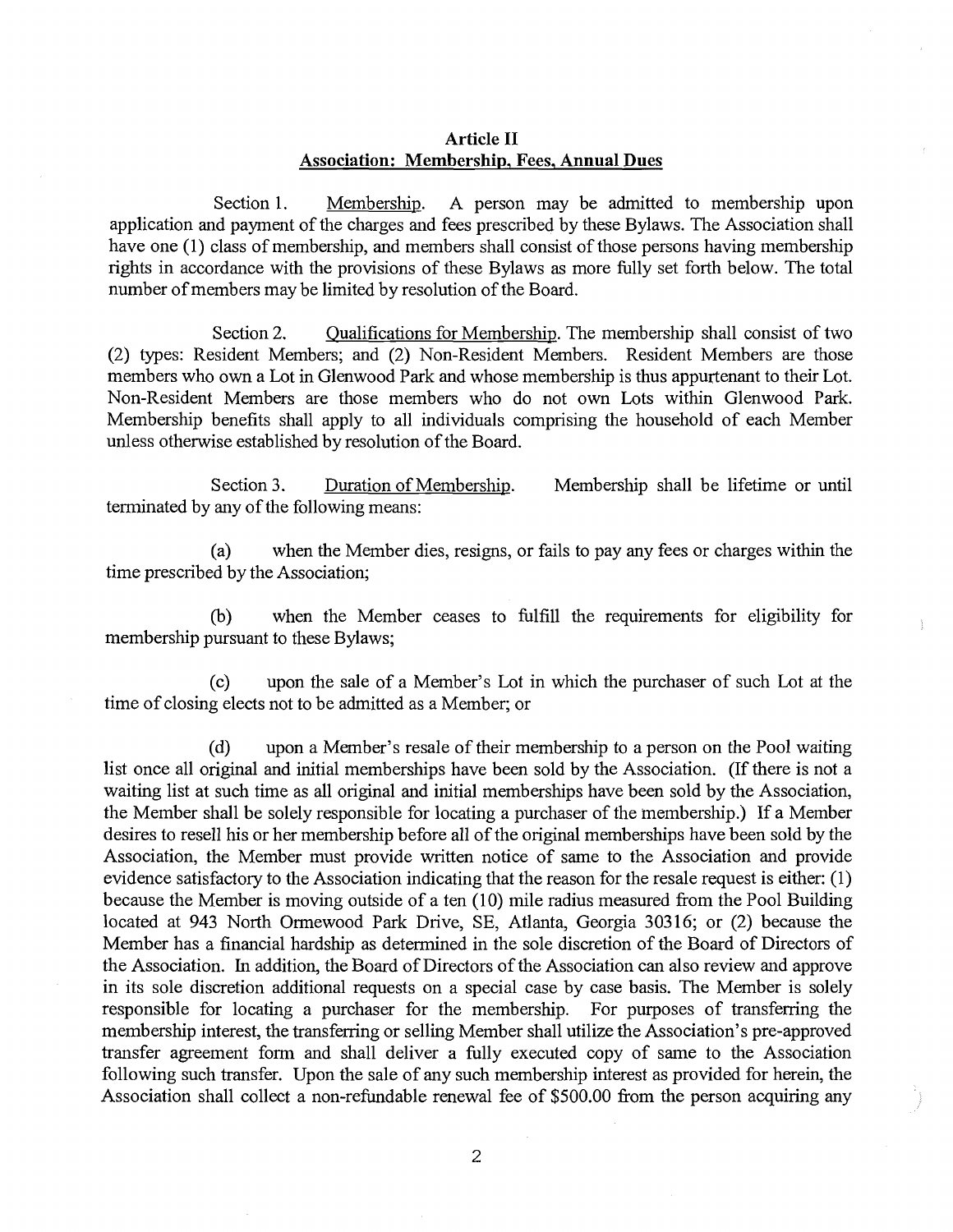## Article II
## Association: Membership, Fees, Annual Dues

Section 1. Membership. A person may be admitted to membership upon application and payment of the charges and fees prescribed by these Bylaws. The Association shall have one (1) class of membership, and members shall consist of those persons having membership rights in accordance with the provisions of these Bylaws as more fully set forth below. The total number of members may be limited by resolution of the Board.

Section 2. Qualifications for Membership. The membership shall consist of two (2) types: Resident Members; and (2) Non-Resident Members. Resident Members are those members who own a Lot in Glenwood Park and whose membership is thus appurtenant to their Lot. Non-Resident Members are those members who do not own Lots within Glenwood Park. Membership benefits shall apply to all individuals comprising the household of each Member unless otherwise established by resolution of the Board.

Section 3. Duration of Membership. Membership shall be lifetime or until terminated by any of the following means:

(a) when the Member dies, resigns, or fails to pay any fees or charges within the time prescribed by the Association;

(b) when the Member ceases to fulfill the requirements for eligibility for membership pursuant to these Bylaws;

(c) upon the sale of a Member's Lot in which the purchaser of such Lot at the time of closing elects not to be admitted as a Member; or

(d) upon a Member's resale of their membership to a person on the Pool waiting list once all original and initial memberships have been sold by the Association. (If there is not a waiting list at such time as all original and initial memberships have been sold by the Association, the Member shall be solely responsible for locating a purchaser of the membership.) If a Member desires to resell his or her membership before all of the original memberships have been sold by the Association, the Member must provide written notice of same to the Association and provide evidence satisfactory to the Association indicating that the reason for the resale request is either: (1) because the Member is moving outside of a ten (10) mile radius measured from the Pool Building located at 943 North Ormewood Park Drive, SE, Atlanta, Georgia 30316; or (2) because the Member has a financial hardship as determined in the sole discretion of the Board of Directors of the Association. In addition, the Board of Directors of the Association can also review and approve in its sole discretion additional requests on a special case by case basis. The Member is solely responsible for locating a purchaser for the membership. For purposes of transferring the membership interest, the transferring or selling Member shall utilize the Association's pre-approved transfer agreement form and shall deliver a fully executed copy of same to the Association following such transfer. Upon the sale of any such membership interest as provided for herein, the Association shall collect a non-refundable renewal fee of $500.00 from the person acquiring any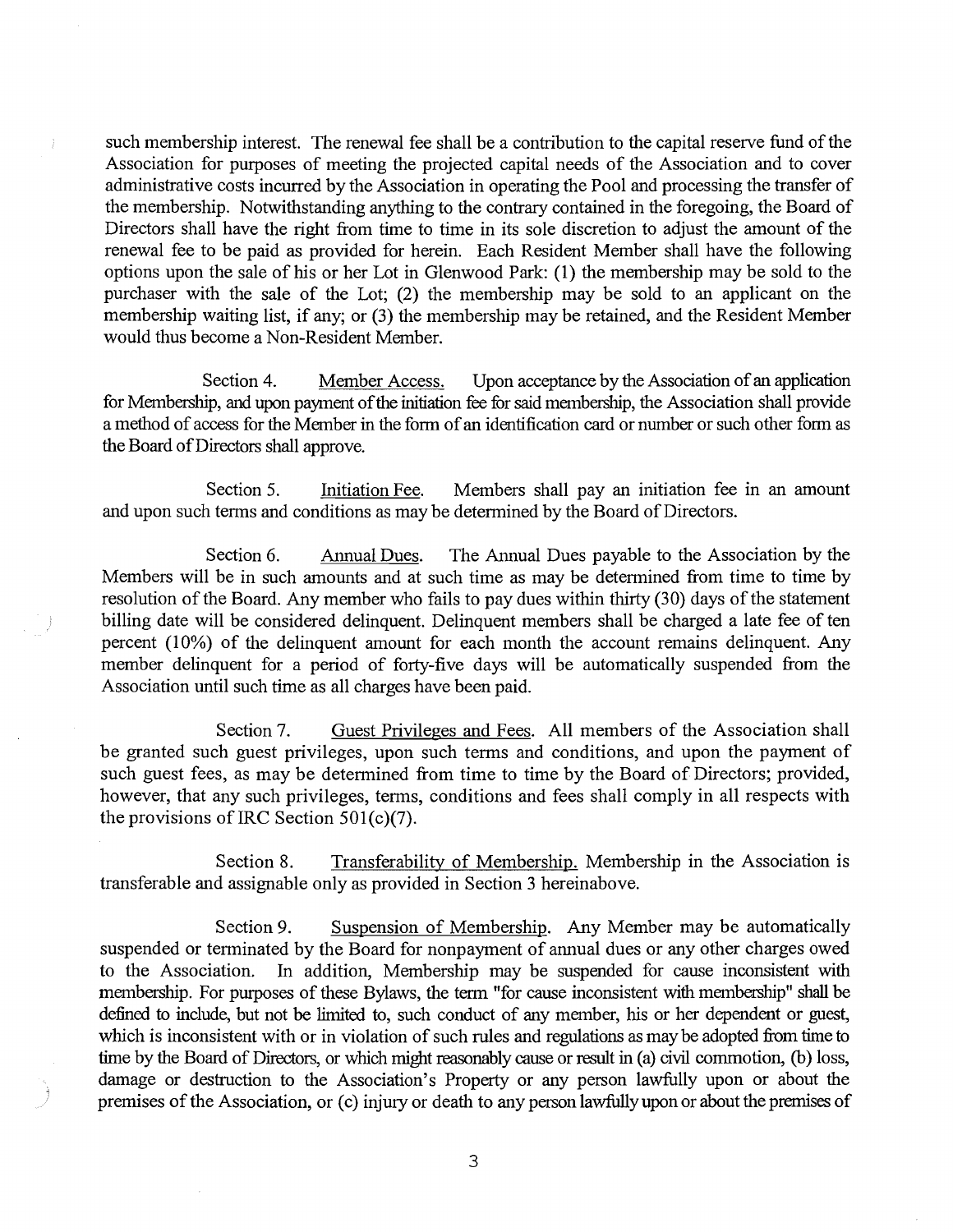such membership interest. The renewal fee shall be a contribution to the capital reserve fund of the Association for purposes of meeting the projected capital needs of the Association and to cover administrative costs incurred by the Association in operating the Pool and processing the transfer of the membership. Notwithstanding anything to the contrary contained in the foregoing, the Board of Directors shall have the right from time to time in its sole discretion to adjust the amount of the renewal fee to be paid as provided for herein. Each Resident Member shall have the following options upon the sale of his or her Lot in Glenwood Park: (1) the membership may be sold to the purchaser with the sale of the Lot; (2) the membership may be sold to an applicant on the membership waiting list, if any; or (3) the membership may be retained, and the Resident Member would thus become a Non-Resident Member.

Section 4. Member Access. Upon acceptance by the Association of an application for Membership, and upon payment of the initiation fee for said membership, the Association shall provide a method of access for the Member in the form of an identification card or number or such other form as the Board of Directors shall approve.

Section 5. Initiation Fee. Members shall pay an initiation fee in an amount and upon such terms and conditions as may be determined by the Board of Directors.

Section 6. Annual Dues. The Annual Dues payable to the Association by the Members will be in such amounts and at such time as may be determined from time to time by resolution of the Board. Any member who fails to pay dues within thirty (30) days of the statement billing date will be considered delinquent. Delinquent members shall be charged a late fee of ten percent (10%) of the delinquent amount for each month the account remains delinquent. Any member delinquent for a period of forty-five days will be automatically suspended from the Association until such time as all charges have been paid.

Section 7. Guest Privileges and Fees. All members of the Association shall be granted such guest privileges, upon such terms and conditions, and upon the payment of such guest fees, as may be determined from time to time by the Board of Directors; provided, however, that any such privileges, terms, conditions and fees shall comply in all respects with the provisions of IRC Section 501(c)(7).

Section 8. Transferability of Membership. Membership in the Association is transferable and assignable only as provided in Section 3 hereinabove.

Section 9. Suspension of Membership. Any Member may be automatically suspended or terminated by the Board for nonpayment of annual dues or any other charges owed to the Association. In addition, Membership may be suspended for cause inconsistent with membership. For purposes of these Bylaws, the term "for cause inconsistent with membership" shall be defined to include, but not be limited to, such conduct of any member, his or her dependent or guest, which is inconsistent with or in violation of such rules and regulations as may be adopted from time to time by the Board of Directors, or which might reasonably cause or result in (a) civil commotion, (b) loss, damage or destruction to the Association's Property or any person lawfully upon or about the premises of the Association, or (c) injury or death to any person lawfully upon or about the premises of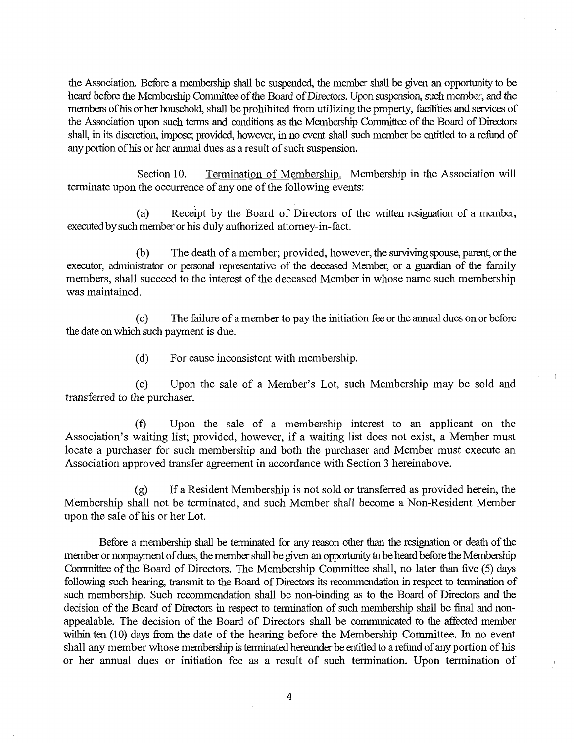the Association. Before a membership shall be suspended, the member shall be given an opportunity to be heard before the Membership Committee of the Board of Directors. Upon suspension, such member, and the members of his or her household, shall be prohibited from utilizing the property, facilities and services of the Association upon such terms and conditions as the Membership Committee of the Board of Directors shall, in its discretion, impose; provided, however, in no event shall such member be entitled to a refund of any portion of his or her annual dues as a result of such suspension.

Section 10. Termination of Membership. Membership in the Association will terminate upon the occurrence of any one of the following events:

(a) Receipt by the Board of Directors of the written resignation of a member, executed by such member or his duly authorized attorney-in-fact.

(b) The death of a member; provided, however, the surviving spouse, parent, or the executor, administrator or personal representative of the deceased Member, or a guardian of the family members, shall succeed to the interest of the deceased Member in whose name such membership was maintained.

(c) The failure of a member to pay the initiation fee or the annual dues on or before the date on which such payment is due.

(d) For cause inconsistent with membership.

(e) Upon the sale of a Member's Lot, such Membership may be sold and transferred to the purchaser.

(f) Upon the sale of a membership interest to an applicant on the Association's waiting list; provided, however, if a waiting list does not exist, a Member must locate a purchaser for such membership and both the purchaser and Member must execute an Association approved transfer agreement in accordance with Section 3 hereinabove.

(g) If a Resident Membership is not sold or transferred as provided herein, the Membership shall not be terminated, and such Member shall become a Non-Resident Member upon the sale of his or her Lot.

Before a membership shall be terminated for any reason other than the resignation or death of the member or nonpayment of dues, the member shall be given an opportunity to be heard before the Membership Committee of the Board of Directors. The Membership Committee shall, no later than five (5) days following such hearing, transmit to the Board of Directors its recommendation in respect to termination of such membership. Such recommendation shall be non-binding as to the Board of Directors and the decision of the Board of Directors in respect to termination of such membership shall be final and non-appealable. The decision of the Board of Directors shall be communicated to the affected member within ten (10) days from the date of the hearing before the Membership Committee. In no event shall any member whose membership is terminated hereunder be entitled to a refund of any portion of his or her annual dues or initiation fee as a result of such termination. Upon termination of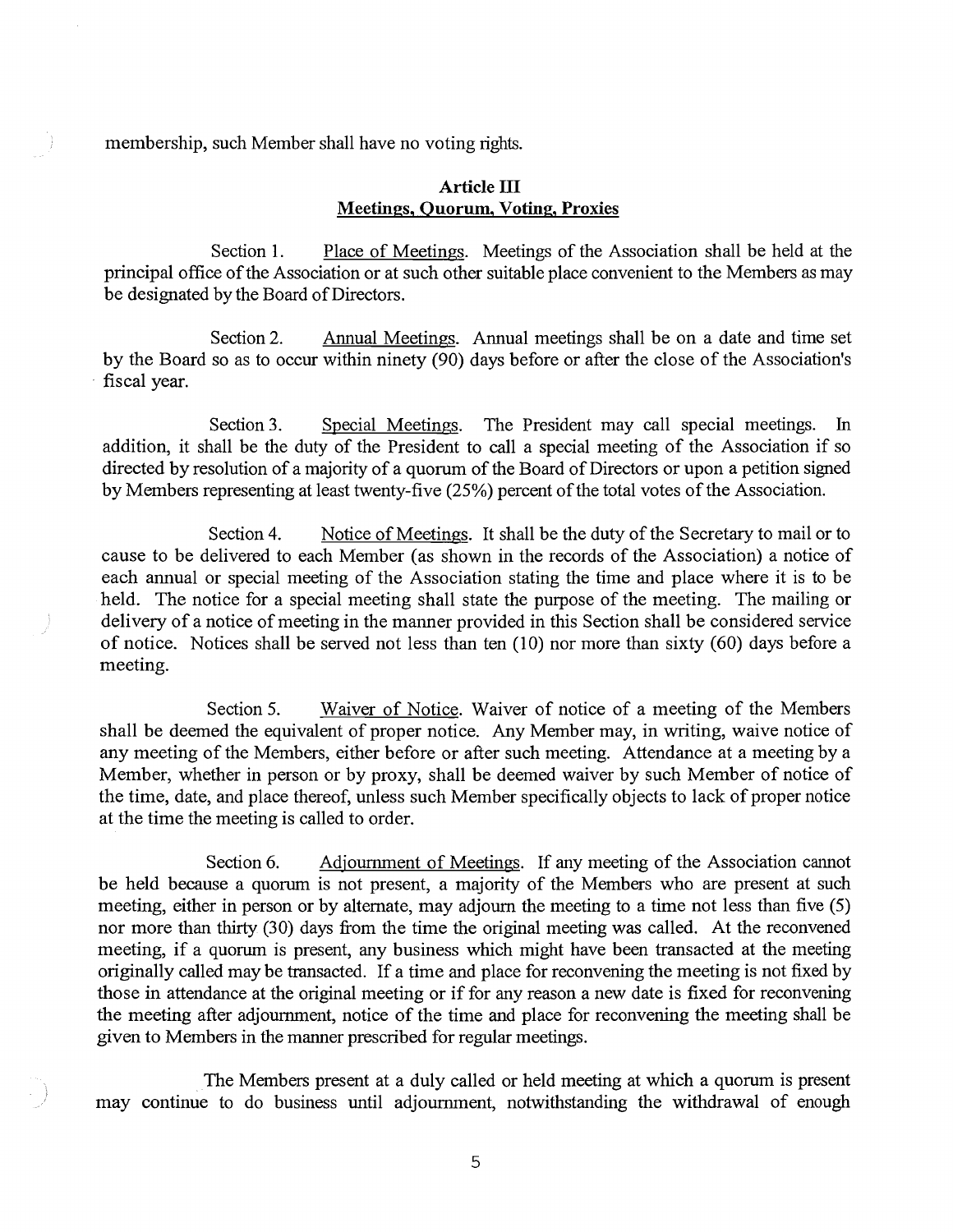membership, such Member shall have no voting rights.

## Article III
## Meetings, Quorum, Voting, Proxies

Section 1. Place of Meetings. Meetings of the Association shall be held at the principal office of the Association or at such other suitable place convenient to the Members as may be designated by the Board of Directors.

Section 2. Annual Meetings. Annual meetings shall be on a date and time set by the Board so as to occur within ninety (90) days before or after the close of the Association's fiscal year.

Section 3. Special Meetings. The President may call special meetings. In addition, it shall be the duty of the President to call a special meeting of the Association if so directed by resolution of a majority of a quorum of the Board of Directors or upon a petition signed by Members representing at least twenty-five (25%) percent of the total votes of the Association.

Section 4. Notice of Meetings. It shall be the duty of the Secretary to mail or to cause to be delivered to each Member (as shown in the records of the Association) a notice of each annual or special meeting of the Association stating the time and place where it is to be held. The notice for a special meeting shall state the purpose of the meeting. The mailing or delivery of a notice of meeting in the manner provided in this Section shall be considered service of notice. Notices shall be served not less than ten (10) nor more than sixty (60) days before a meeting.

Section 5. Waiver of Notice. Waiver of notice of a meeting of the Members shall be deemed the equivalent of proper notice. Any Member may, in writing, waive notice of any meeting of the Members, either before or after such meeting. Attendance at a meeting by a Member, whether in person or by proxy, shall be deemed waiver by such Member of notice of the time, date, and place thereof, unless such Member specifically objects to lack of proper notice at the time the meeting is called to order.

Section 6. Adjournment of Meetings. If any meeting of the Association cannot be held because a quorum is not present, a majority of the Members who are present at such meeting, either in person or by alternate, may adjourn the meeting to a time not less than five (5) nor more than thirty (30) days from the time the original meeting was called. At the reconvened meeting, if a quorum is present, any business which might have been transacted at the meeting originally called may be transacted. If a time and place for reconvening the meeting is not fixed by those in attendance at the original meeting or if for any reason a new date is fixed for reconvening the meeting after adjournment, notice of the time and place for reconvening the meeting shall be given to Members in the manner prescribed for regular meetings.

The Members present at a duly called or held meeting at which a quorum is present may continue to do business until adjournment, notwithstanding the withdrawal of enough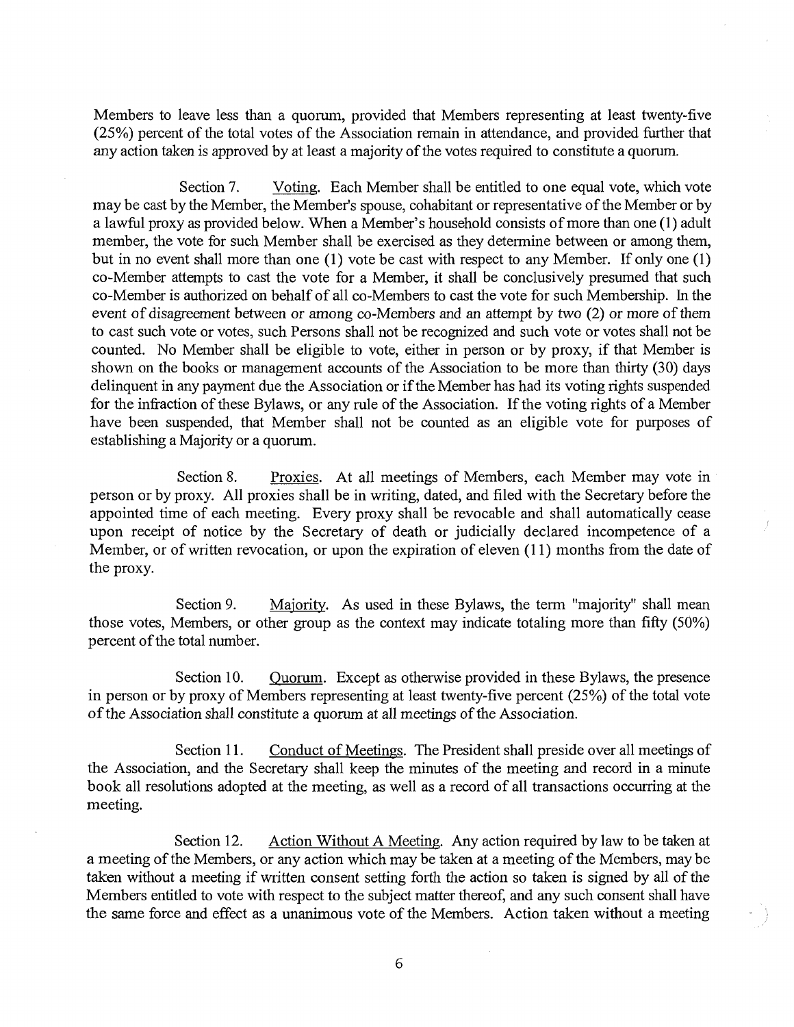Members to leave less than a quorum, provided that Members representing at least twenty-five (25%) percent of the total votes of the Association remain in attendance, and provided further that any action taken is approved by at least a majority of the votes required to constitute a quorum.

Section 7. <u>Voting</u>. Each Member shall be entitled to one equal vote, which vote may be cast by the Member, the Member's spouse, cohabitant or representative of the Member or by a lawful proxy as provided below. When a Member's household consists of more than one (1) adult member, the vote for such Member shall be exercised as they determine between or among them, but in no event shall more than one (1) vote be cast with respect to any Member. If only one (1) co-Member attempts to cast the vote for a Member, it shall be conclusively presumed that such co-Member is authorized on behalf of all co-Members to cast the vote for such Membership. In the event of disagreement between or among co-Members and an attempt by two (2) or more of them to cast such vote or votes, such Persons shall not be recognized and such vote or votes shall not be counted. No Member shall be eligible to vote, either in person or by proxy, if that Member is shown on the books or management accounts of the Association to be more than thirty (30) days delinquent in any payment due the Association or if the Member has had its voting rights suspended for the infraction of these Bylaws, or any rule of the Association. If the voting rights of a Member have been suspended, that Member shall not be counted as an eligible vote for purposes of establishing a Majority or a quorum.

Section 8. <u>Proxies</u>. At all meetings of Members, each Member may vote in person or by proxy. All proxies shall be in writing, dated, and filed with the Secretary before the appointed time of each meeting. Every proxy shall be revocable and shall automatically cease upon receipt of notice by the Secretary of death or judicially declared incompetence of a Member, or of written revocation, or upon the expiration of eleven (11) months from the date of the proxy.

Section 9. <u>Majority</u>. As used in these Bylaws, the term "majority" shall mean those votes, Members, or other group as the context may indicate totaling more than fifty (50%) percent of the total number.

Section 10. <u>Quorum</u>. Except as otherwise provided in these Bylaws, the presence in person or by proxy of Members representing at least twenty-five percent (25%) of the total vote of the Association shall constitute a quorum at all meetings of the Association.

Section 11. <u>Conduct of Meetings</u>. The President shall preside over all meetings of the Association, and the Secretary shall keep the minutes of the meeting and record in a minute book all resolutions adopted at the meeting, as well as a record of all transactions occurring at the meeting.

Section 12. <u>Action Without A Meeting</u>. Any action required by law to be taken at a meeting of the Members, or any action which may be taken at a meeting of the Members, may be taken without a meeting if written consent setting forth the action so taken is signed by all of the Members entitled to vote with respect to the subject matter thereof, and any such consent shall have the same force and effect as a unanimous vote of the Members. Action taken without a meeting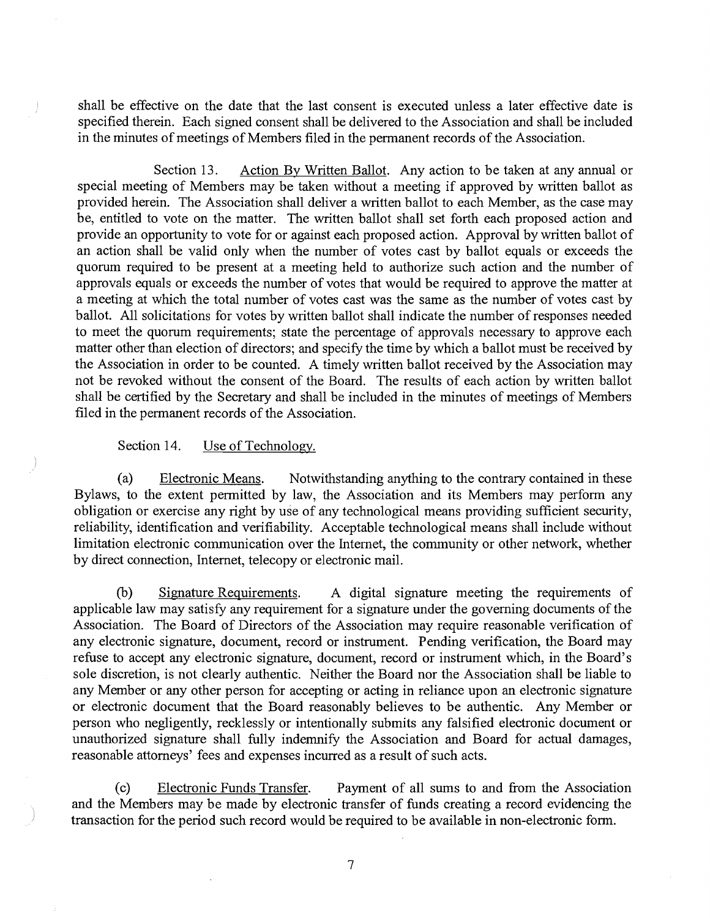shall be effective on the date that the last consent is executed unless a later effective date is specified therein. Each signed consent shall be delivered to the Association and shall be included in the minutes of meetings of Members filed in the permanent records of the Association.

Section 13. Action By Written Ballot. Any action to be taken at any annual or special meeting of Members may be taken without a meeting if approved by written ballot as provided herein. The Association shall deliver a written ballot to each Member, as the case may be, entitled to vote on the matter. The written ballot shall set forth each proposed action and provide an opportunity to vote for or against each proposed action. Approval by written ballot of an action shall be valid only when the number of votes cast by ballot equals or exceeds the quorum required to be present at a meeting held to authorize such action and the number of approvals equals or exceeds the number of votes that would be required to approve the matter at a meeting at which the total number of votes cast was the same as the number of votes cast by ballot. All solicitations for votes by written ballot shall indicate the number of responses needed to meet the quorum requirements; state the percentage of approvals necessary to approve each matter other than election of directors; and specify the time by which a ballot must be received by the Association in order to be counted. A timely written ballot received by the Association may not be revoked without the consent of the Board. The results of each action by written ballot shall be certified by the Secretary and shall be included in the minutes of meetings of Members filed in the permanent records of the Association.

Section 14. Use of Technology.

(a) Electronic Means. Notwithstanding anything to the contrary contained in these Bylaws, to the extent permitted by law, the Association and its Members may perform any obligation or exercise any right by use of any technological means providing sufficient security, reliability, identification and verifiability. Acceptable technological means shall include without limitation electronic communication over the Internet, the community or other network, whether by direct connection, Internet, telecopy or electronic mail.

(b) Signature Requirements. A digital signature meeting the requirements of applicable law may satisfy any requirement for a signature under the governing documents of the Association. The Board of Directors of the Association may require reasonable verification of any electronic signature, document, record or instrument. Pending verification, the Board may refuse to accept any electronic signature, document, record or instrument which, in the Board's sole discretion, is not clearly authentic. Neither the Board nor the Association shall be liable to any Member or any other person for accepting or acting in reliance upon an electronic signature or electronic document that the Board reasonably believes to be authentic. Any Member or person who negligently, recklessly or intentionally submits any falsified electronic document or unauthorized signature shall fully indemnify the Association and Board for actual damages, reasonable attorneys' fees and expenses incurred as a result of such acts.

(c) Electronic Funds Transfer. Payment of all sums to and from the Association and the Members may be made by electronic transfer of funds creating a record evidencing the transaction for the period such record would be required to be available in non-electronic form.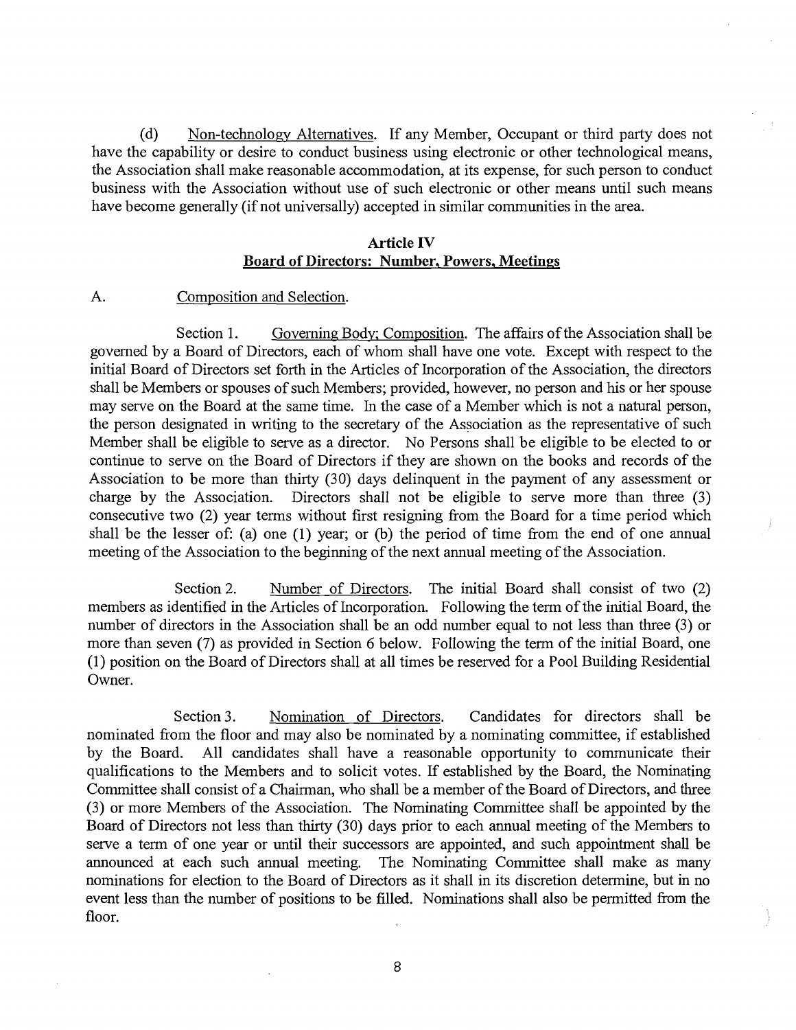(d) Non-technology Alternatives. If any Member, Occupant or third party does not have the capability or desire to conduct business using electronic or other technological means, the Association shall make reasonable accommodation, at its expense, for such person to conduct business with the Association without use of such electronic or other means until such means have become generally (if not universally) accepted in similar communities in the area.

## Article IV
## Board of Directors: Number, Powers, Meetings

A. Composition and Selection.

Section 1. Governing Body; Composition. The affairs of the Association shall be governed by a Board of Directors, each of whom shall have one vote. Except with respect to the initial Board of Directors set forth in the Articles of Incorporation of the Association, the directors shall be Members or spouses of such Members; provided, however, no person and his or her spouse may serve on the Board at the same time. In the case of a Member which is not a natural person, the person designated in writing to the secretary of the Association as the representative of such Member shall be eligible to serve as a director. No Persons shall be eligible to be elected to or continue to serve on the Board of Directors if they are shown on the books and records of the Association to be more than thirty (30) days delinquent in the payment of any assessment or charge by the Association. Directors shall not be eligible to serve more than three (3) consecutive two (2) year terms without first resigning from the Board for a time period which shall be the lesser of: (a) one (1) year; or (b) the period of time from the end of one annual meeting of the Association to the beginning of the next annual meeting of the Association.

Section 2. Number of Directors. The initial Board shall consist of two (2) members as identified in the Articles of Incorporation. Following the term of the initial Board, the number of directors in the Association shall be an odd number equal to not less than three (3) or more than seven (7) as provided in Section 6 below. Following the term of the initial Board, one (1) position on the Board of Directors shall at all times be reserved for a Pool Building Residential Owner.

Section 3. Nomination of Directors. Candidates for directors shall be nominated from the floor and may also be nominated by a nominating committee, if established by the Board. All candidates shall have a reasonable opportunity to communicate their qualifications to the Members and to solicit votes. If established by the Board, the Nominating Committee shall consist of a Chairman, who shall be a member of the Board of Directors, and three (3) or more Members of the Association. The Nominating Committee shall be appointed by the Board of Directors not less than thirty (30) days prior to each annual meeting of the Members to serve a term of one year or until their successors are appointed, and such appointment shall be announced at each such annual meeting. The Nominating Committee shall make as many nominations for election to the Board of Directors as it shall in its discretion determine, but in no event less than the number of positions to be filled. Nominations shall also be permitted from the floor.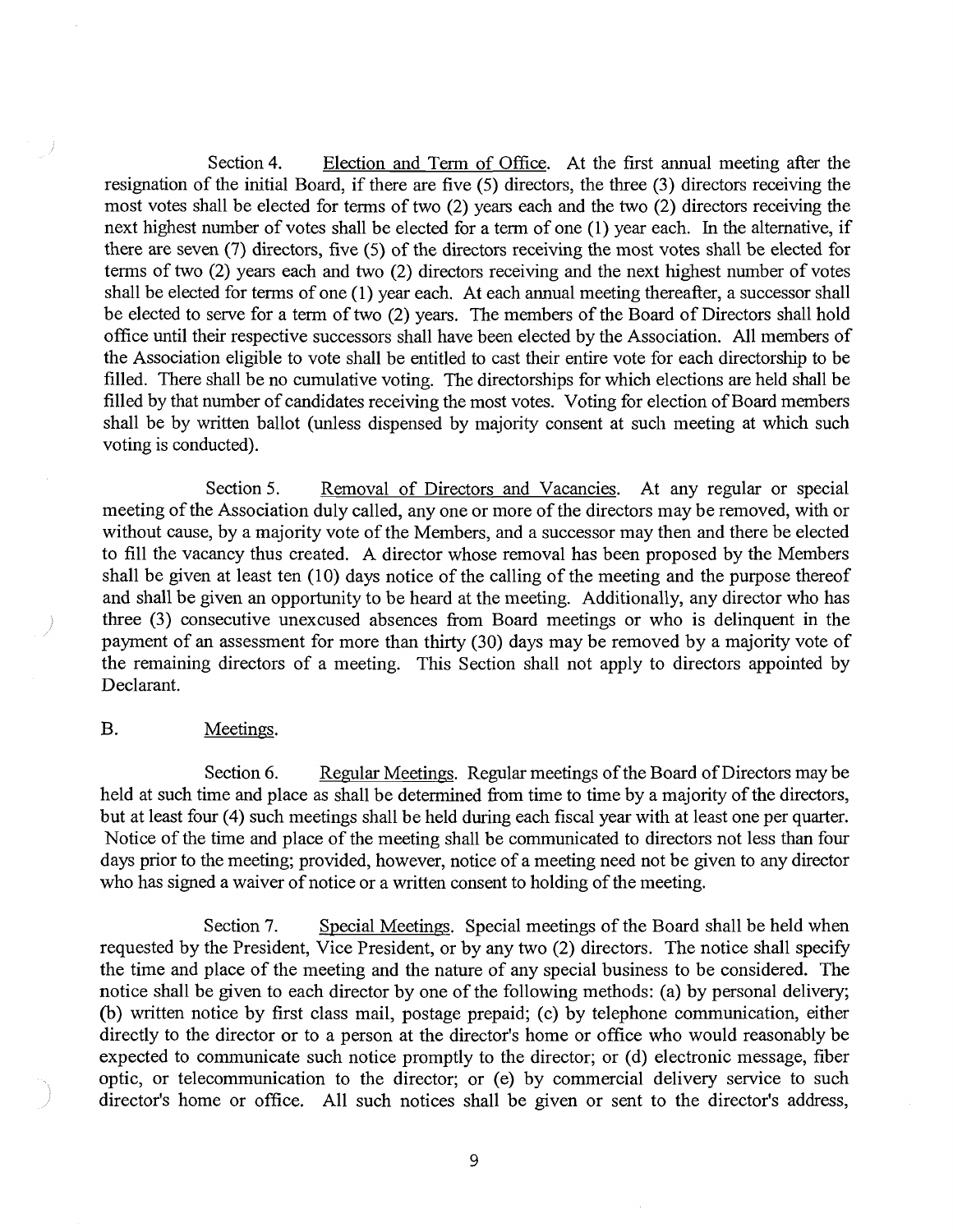Section 4. Election and Term of Office. At the first annual meeting after the resignation of the initial Board, if there are five (5) directors, the three (3) directors receiving the most votes shall be elected for terms of two (2) years each and the two (2) directors receiving the next highest number of votes shall be elected for a term of one (1) year each. In the alternative, if there are seven (7) directors, five (5) of the directors receiving the most votes shall be elected for terms of two (2) years each and two (2) directors receiving and the next highest number of votes shall be elected for terms of one (1) year each. At each annual meeting thereafter, a successor shall be elected to serve for a term of two (2) years. The members of the Board of Directors shall hold office until their respective successors shall have been elected by the Association. All members of the Association eligible to vote shall be entitled to cast their entire vote for each directorship to be filled. There shall be no cumulative voting. The directorships for which elections are held shall be filled by that number of candidates receiving the most votes. Voting for election of Board members shall be by written ballot (unless dispensed by majority consent at such meeting at which such voting is conducted).

Section 5. Removal of Directors and Vacancies. At any regular or special meeting of the Association duly called, any one or more of the directors may be removed, with or without cause, by a majority vote of the Members, and a successor may then and there be elected to fill the vacancy thus created. A director whose removal has been proposed by the Members shall be given at least ten (10) days notice of the calling of the meeting and the purpose thereof and shall be given an opportunity to be heard at the meeting. Additionally, any director who has three (3) consecutive unexcused absences from Board meetings or who is delinquent in the payment of an assessment for more than thirty (30) days may be removed by a majority vote of the remaining directors of a meeting. This Section shall not apply to directors appointed by Declarant.

B. Meetings.

Section 6. Regular Meetings. Regular meetings of the Board of Directors may be held at such time and place as shall be determined from time to time by a majority of the directors, but at least four (4) such meetings shall be held during each fiscal year with at least one per quarter. Notice of the time and place of the meeting shall be communicated to directors not less than four days prior to the meeting; provided, however, notice of a meeting need not be given to any director who has signed a waiver of notice or a written consent to holding of the meeting.

Section 7. Special Meetings. Special meetings of the Board shall be held when requested by the President, Vice President, or by any two (2) directors. The notice shall specify the time and place of the meeting and the nature of any special business to be considered. The notice shall be given to each director by one of the following methods: (a) by personal delivery; (b) written notice by first class mail, postage prepaid; (c) by telephone communication, either directly to the director or to a person at the director's home or office who would reasonably be expected to communicate such notice promptly to the director; or (d) electronic message, fiber optic, or telecommunication to the director; or (e) by commercial delivery service to such director's home or office. All such notices shall be given or sent to the director's address,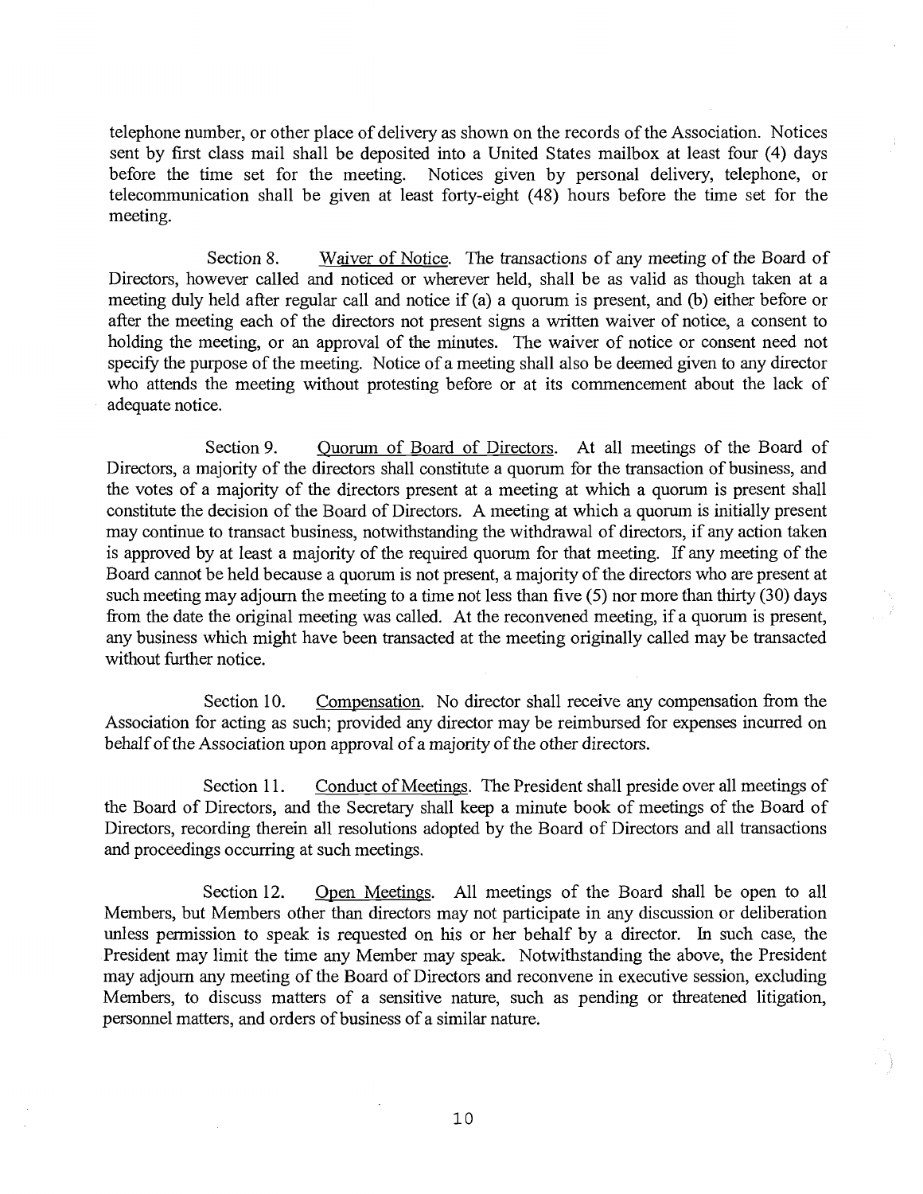telephone number, or other place of delivery as shown on the records of the Association. Notices sent by first class mail shall be deposited into a United States mailbox at least four (4) days before the time set for the meeting. Notices given by personal delivery, telephone, or telecommunication shall be given at least forty-eight (48) hours before the time set for the meeting.

Section 8. Waiver of Notice. The transactions of any meeting of the Board of Directors, however called and noticed or wherever held, shall be as valid as though taken at a meeting duly held after regular call and notice if (a) a quorum is present, and (b) either before or after the meeting each of the directors not present signs a written waiver of notice, a consent to holding the meeting, or an approval of the minutes. The waiver of notice or consent need not specify the purpose of the meeting. Notice of a meeting shall also be deemed given to any director who attends the meeting without protesting before or at its commencement about the lack of adequate notice.

Section 9. Quorum of Board of Directors. At all meetings of the Board of Directors, a majority of the directors shall constitute a quorum for the transaction of business, and the votes of a majority of the directors present at a meeting at which a quorum is present shall constitute the decision of the Board of Directors. A meeting at which a quorum is initially present may continue to transact business, notwithstanding the withdrawal of directors, if any action taken is approved by at least a majority of the required quorum for that meeting. If any meeting of the Board cannot be held because a quorum is not present, a majority of the directors who are present at such meeting may adjourn the meeting to a time not less than five (5) nor more than thirty (30) days from the date the original meeting was called. At the reconvened meeting, if a quorum is present, any business which might have been transacted at the meeting originally called may be transacted without further notice.

Section 10. Compensation. No director shall receive any compensation from the Association for acting as such; provided any director may be reimbursed for expenses incurred on behalf of the Association upon approval of a majority of the other directors.

Section 11. Conduct of Meetings. The President shall preside over all meetings of the Board of Directors, and the Secretary shall keep a minute book of meetings of the Board of Directors, recording therein all resolutions adopted by the Board of Directors and all transactions and proceedings occurring at such meetings.

Section 12. Open Meetings. All meetings of the Board shall be open to all Members, but Members other than directors may not participate in any discussion or deliberation unless permission to speak is requested on his or her behalf by a director. In such case, the President may limit the time any Member may speak. Notwithstanding the above, the President may adjourn any meeting of the Board of Directors and reconvene in executive session, excluding Members, to discuss matters of a sensitive nature, such as pending or threatened litigation, personnel matters, and orders of business of a similar nature.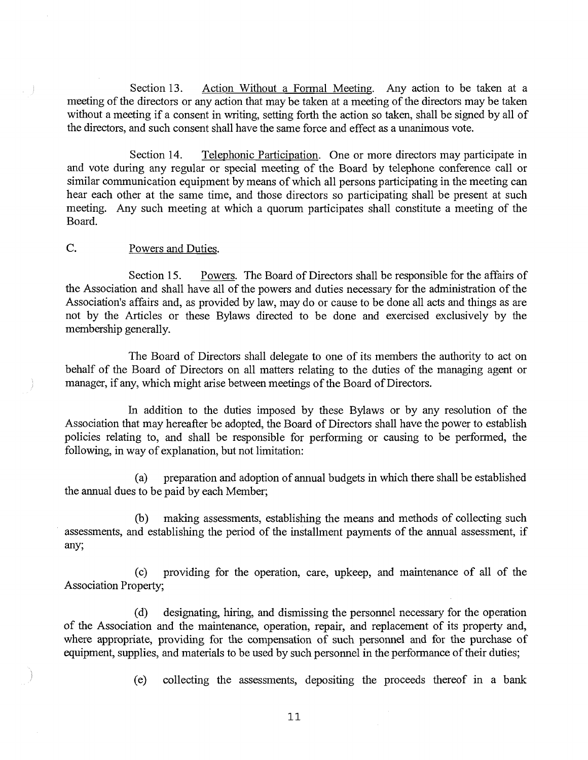Section 13. Action Without a Formal Meeting. Any action to be taken at a meeting of the directors or any action that may be taken at a meeting of the directors may be taken without a meeting if a consent in writing, setting forth the action so taken, shall be signed by all of the directors, and such consent shall have the same force and effect as a unanimous vote.

Section 14. Telephonic Participation. One or more directors may participate in and vote during any regular or special meeting of the Board by telephone conference call or similar communication equipment by means of which all persons participating in the meeting can hear each other at the same time, and those directors so participating shall be present at such meeting. Any such meeting at which a quorum participates shall constitute a meeting of the Board.

C. Powers and Duties.

Section 15. Powers. The Board of Directors shall be responsible for the affairs of the Association and shall have all of the powers and duties necessary for the administration of the Association's affairs and, as provided by law, may do or cause to be done all acts and things as are not by the Articles or these Bylaws directed to be done and exercised exclusively by the membership generally.

The Board of Directors shall delegate to one of its members the authority to act on behalf of the Board of Directors on all matters relating to the duties of the managing agent or manager, if any, which might arise between meetings of the Board of Directors.

In addition to the duties imposed by these Bylaws or by any resolution of the Association that may hereafter be adopted, the Board of Directors shall have the power to establish policies relating to, and shall be responsible for performing or causing to be performed, the following, in way of explanation, but not limitation:

(a) preparation and adoption of annual budgets in which there shall be established the annual dues to be paid by each Member;

(b) making assessments, establishing the means and methods of collecting such assessments, and establishing the period of the installment payments of the annual assessment, if any;

(c) providing for the operation, care, upkeep, and maintenance of all of the Association Property;

(d) designating, hiring, and dismissing the personnel necessary for the operation of the Association and the maintenance, operation, repair, and replacement of its property and, where appropriate, providing for the compensation of such personnel and for the purchase of equipment, supplies, and materials to be used by such personnel in the performance of their duties;

(e) collecting the assessments, depositing the proceeds thereof in a bank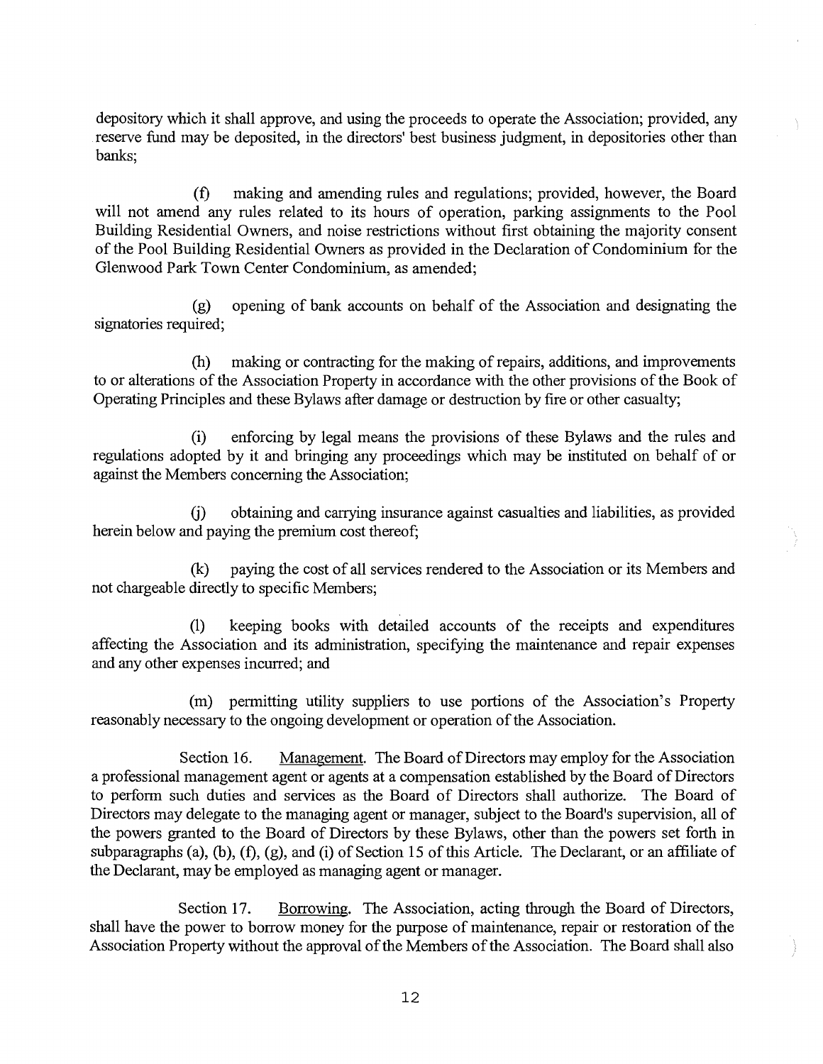depository which it shall approve, and using the proceeds to operate the Association; provided, any reserve fund may be deposited, in the directors' best business judgment, in depositories other than banks;

(f) making and amending rules and regulations; provided, however, the Board will not amend any rules related to its hours of operation, parking assignments to the Pool Building Residential Owners, and noise restrictions without first obtaining the majority consent of the Pool Building Residential Owners as provided in the Declaration of Condominium for the Glenwood Park Town Center Condominium, as amended;

(g) opening of bank accounts on behalf of the Association and designating the signatories required;

(h) making or contracting for the making of repairs, additions, and improvements to or alterations of the Association Property in accordance with the other provisions of the Book of Operating Principles and these Bylaws after damage or destruction by fire or other casualty;

(i) enforcing by legal means the provisions of these Bylaws and the rules and regulations adopted by it and bringing any proceedings which may be instituted on behalf of or against the Members concerning the Association;

(j) obtaining and carrying insurance against casualties and liabilities, as provided herein below and paying the premium cost thereof;

(k) paying the cost of all services rendered to the Association or its Members and not chargeable directly to specific Members;

(l) keeping books with detailed accounts of the receipts and expenditures affecting the Association and its administration, specifying the maintenance and repair expenses and any other expenses incurred; and

(m) permitting utility suppliers to use portions of the Association's Property reasonably necessary to the ongoing development or operation of the Association.

Section 16. Management. The Board of Directors may employ for the Association a professional management agent or agents at a compensation established by the Board of Directors to perform such duties and services as the Board of Directors shall authorize. The Board of Directors may delegate to the managing agent or manager, subject to the Board's supervision, all of the powers granted to the Board of Directors by these Bylaws, other than the powers set forth in subparagraphs (a), (b), (f), (g), and (i) of Section 15 of this Article. The Declarant, or an affiliate of the Declarant, may be employed as managing agent or manager.

Section 17. Borrowing. The Association, acting through the Board of Directors, shall have the power to borrow money for the purpose of maintenance, repair or restoration of the Association Property without the approval of the Members of the Association. The Board shall also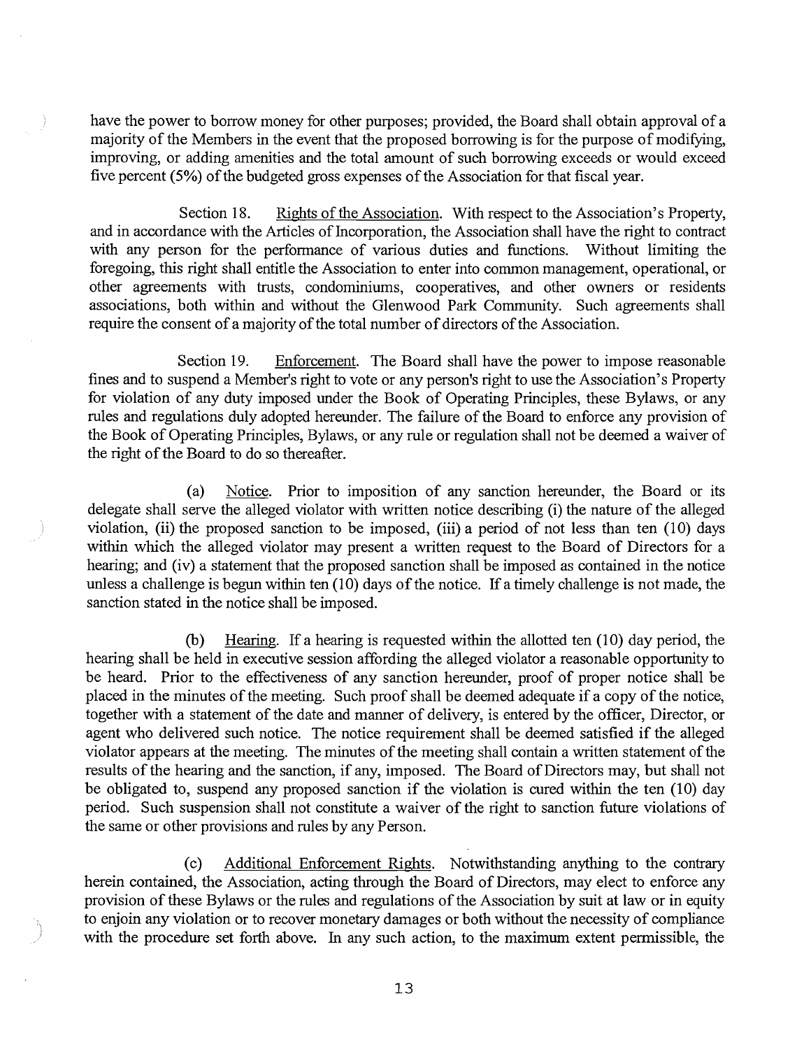have the power to borrow money for other purposes; provided, the Board shall obtain approval of a majority of the Members in the event that the proposed borrowing is for the purpose of modifying, improving, or adding amenities and the total amount of such borrowing exceeds or would exceed five percent (5%) of the budgeted gross expenses of the Association for that fiscal year.

Section 18. Rights of the Association. With respect to the Association's Property, and in accordance with the Articles of Incorporation, the Association shall have the right to contract with any person for the performance of various duties and functions. Without limiting the foregoing, this right shall entitle the Association to enter into common management, operational, or other agreements with trusts, condominiums, cooperatives, and other owners or residents associations, both within and without the Glenwood Park Community. Such agreements shall require the consent of a majority of the total number of directors of the Association.

Section 19. Enforcement. The Board shall have the power to impose reasonable fines and to suspend a Member's right to vote or any person's right to use the Association's Property for violation of any duty imposed under the Book of Operating Principles, these Bylaws, or any rules and regulations duly adopted hereunder. The failure of the Board to enforce any provision of the Book of Operating Principles, Bylaws, or any rule or regulation shall not be deemed a waiver of the right of the Board to do so thereafter.

(a) Notice. Prior to imposition of any sanction hereunder, the Board or its delegate shall serve the alleged violator with written notice describing (i) the nature of the alleged violation, (ii) the proposed sanction to be imposed, (iii) a period of not less than ten (10) days within which the alleged violator may present a written request to the Board of Directors for a hearing; and (iv) a statement that the proposed sanction shall be imposed as contained in the notice unless a challenge is begun within ten (10) days of the notice. If a timely challenge is not made, the sanction stated in the notice shall be imposed.

(b) Hearing. If a hearing is requested within the allotted ten (10) day period, the hearing shall be held in executive session affording the alleged violator a reasonable opportunity to be heard. Prior to the effectiveness of any sanction hereunder, proof of proper notice shall be placed in the minutes of the meeting. Such proof shall be deemed adequate if a copy of the notice, together with a statement of the date and manner of delivery, is entered by the officer, Director, or agent who delivered such notice. The notice requirement shall be deemed satisfied if the alleged violator appears at the meeting. The minutes of the meeting shall contain a written statement of the results of the hearing and the sanction, if any, imposed. The Board of Directors may, but shall not be obligated to, suspend any proposed sanction if the violation is cured within the ten (10) day period. Such suspension shall not constitute a waiver of the right to sanction future violations of the same or other provisions and rules by any Person.

(c) Additional Enforcement Rights. Notwithstanding anything to the contrary herein contained, the Association, acting through the Board of Directors, may elect to enforce any provision of these Bylaws or the rules and regulations of the Association by suit at law or in equity to enjoin any violation or to recover monetary damages or both without the necessity of compliance with the procedure set forth above. In any such action, to the maximum extent permissible, the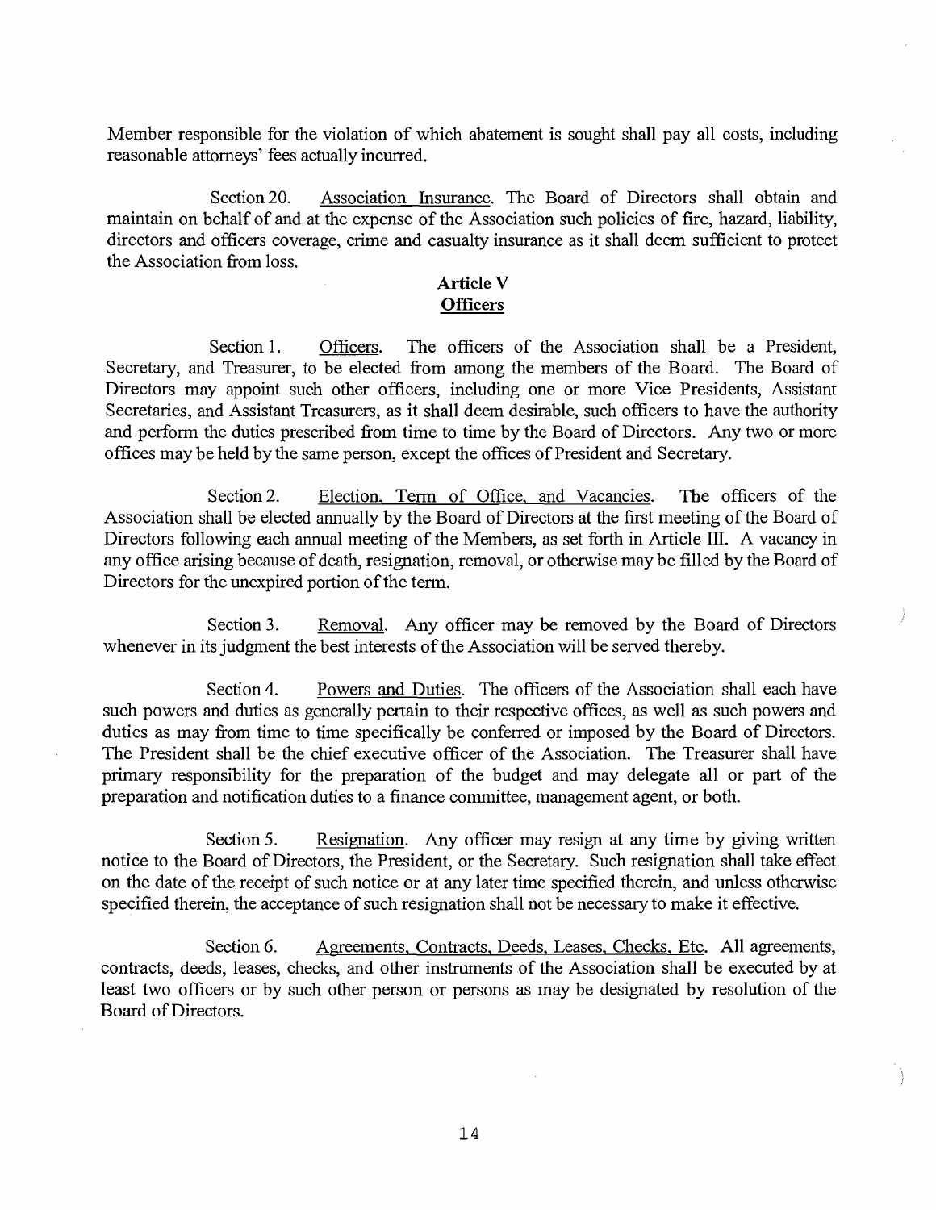Member responsible for the violation of which abatement is sought shall pay all costs, including reasonable attorneys' fees actually incurred.

Section 20. Association Insurance. The Board of Directors shall obtain and maintain on behalf of and at the expense of the Association such policies of fire, hazard, liability, directors and officers coverage, crime and casualty insurance as it shall deem sufficient to protect the Association from loss.

## Article V
## Officers

Section 1. Officers. The officers of the Association shall be a President, Secretary, and Treasurer, to be elected from among the members of the Board. The Board of Directors may appoint such other officers, including one or more Vice Presidents, Assistant Secretaries, and Assistant Treasurers, as it shall deem desirable, such officers to have the authority and perform the duties prescribed from time to time by the Board of Directors. Any two or more offices may be held by the same person, except the offices of President and Secretary.

Section 2. Election, Term of Office, and Vacancies. The officers of the Association shall be elected annually by the Board of Directors at the first meeting of the Board of Directors following each annual meeting of the Members, as set forth in Article III. A vacancy in any office arising because of death, resignation, removal, or otherwise may be filled by the Board of Directors for the unexpired portion of the term.

Section 3. Removal. Any officer may be removed by the Board of Directors whenever in its judgment the best interests of the Association will be served thereby.

Section 4. Powers and Duties. The officers of the Association shall each have such powers and duties as generally pertain to their respective offices, as well as such powers and duties as may from time to time specifically be conferred or imposed by the Board of Directors. The President shall be the chief executive officer of the Association. The Treasurer shall have primary responsibility for the preparation of the budget and may delegate all or part of the preparation and notification duties to a finance committee, management agent, or both.

Section 5. Resignation. Any officer may resign at any time by giving written notice to the Board of Directors, the President, or the Secretary. Such resignation shall take effect on the date of the receipt of such notice or at any later time specified therein, and unless otherwise specified therein, the acceptance of such resignation shall not be necessary to make it effective.

Section 6. Agreements, Contracts, Deeds, Leases, Checks, Etc. All agreements, contracts, deeds, leases, checks, and other instruments of the Association shall be executed by at least two officers or by such other person or persons as may be designated by resolution of the Board of Directors.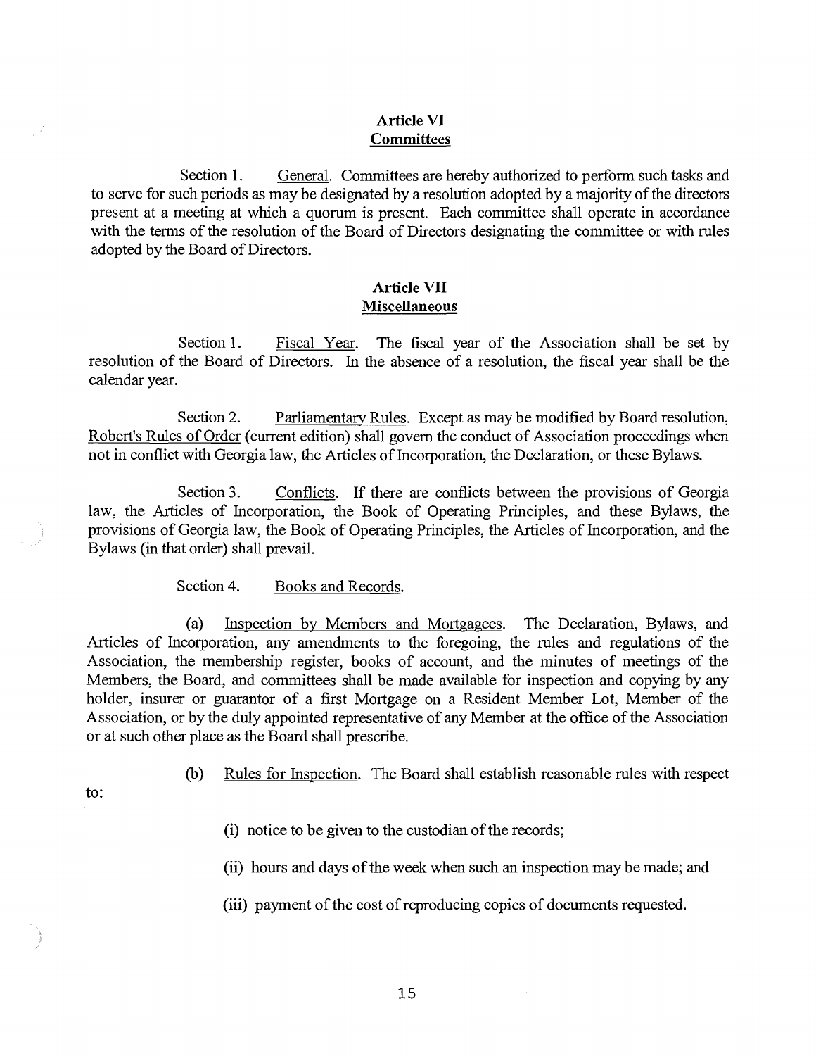## Article VI
## Committees

Section 1. General. Committees are hereby authorized to perform such tasks and to serve for such periods as may be designated by a resolution adopted by a majority of the directors present at a meeting at which a quorum is present. Each committee shall operate in accordance with the terms of the resolution of the Board of Directors designating the committee or with rules adopted by the Board of Directors.

## Article VII
## Miscellaneous

Section 1. Fiscal Year. The fiscal year of the Association shall be set by resolution of the Board of Directors. In the absence of a resolution, the fiscal year shall be the calendar year.

Section 2. Parliamentary Rules. Except as may be modified by Board resolution, Robert's Rules of Order (current edition) shall govern the conduct of Association proceedings when not in conflict with Georgia law, the Articles of Incorporation, the Declaration, or these Bylaws.

Section 3. Conflicts. If there are conflicts between the provisions of Georgia law, the Articles of Incorporation, the Book of Operating Principles, and these Bylaws, the provisions of Georgia law, the Book of Operating Principles, the Articles of Incorporation, and the Bylaws (in that order) shall prevail.

Section 4. Books and Records.

(a) Inspection by Members and Mortgagees. The Declaration, Bylaws, and Articles of Incorporation, any amendments to the foregoing, the rules and regulations of the Association, the membership register, books of account, and the minutes of meetings of the Members, the Board, and committees shall be made available for inspection and copying by any holder, insurer or guarantor of a first Mortgage on a Resident Member Lot, Member of the Association, or by the duly appointed representative of any Member at the office of the Association or at such other place as the Board shall prescribe.

(b) Rules for Inspection. The Board shall establish reasonable rules with respect to:

(i) notice to be given to the custodian of the records;

(ii) hours and days of the week when such an inspection may be made; and

(iii) payment of the cost of reproducing copies of documents requested.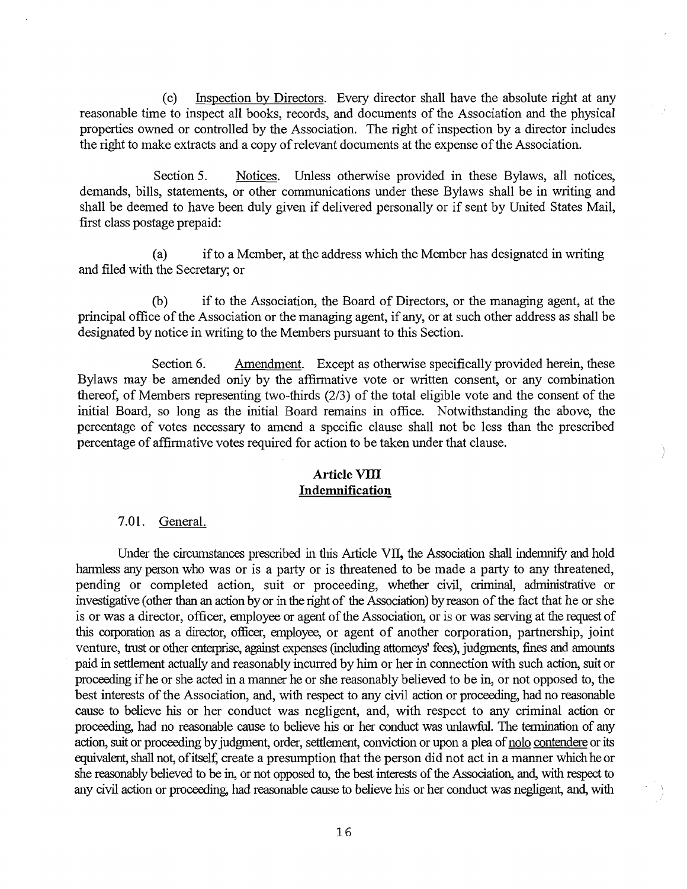(c) Inspection by Directors. Every director shall have the absolute right at any reasonable time to inspect all books, records, and documents of the Association and the physical properties owned or controlled by the Association. The right of inspection by a director includes the right to make extracts and a copy of relevant documents at the expense of the Association.

Section 5. Notices. Unless otherwise provided in these Bylaws, all notices, demands, bills, statements, or other communications under these Bylaws shall be in writing and shall be deemed to have been duly given if delivered personally or if sent by United States Mail, first class postage prepaid:

(a) if to a Member, at the address which the Member has designated in writing and filed with the Secretary; or

(b) if to the Association, the Board of Directors, or the managing agent, at the principal office of the Association or the managing agent, if any, or at such other address as shall be designated by notice in writing to the Members pursuant to this Section.

Section 6. Amendment. Except as otherwise specifically provided herein, these Bylaws may be amended only by the affirmative vote or written consent, or any combination thereof, of Members representing two-thirds (2/3) of the total eligible vote and the consent of the initial Board, so long as the initial Board remains in office. Notwithstanding the above, the percentage of votes necessary to amend a specific clause shall not be less than the prescribed percentage of affirmative votes required for action to be taken under that clause.

## Article VIII
## Indemnification

7.01. General.

Under the circumstances prescribed in this Article VII, the Association shall indemnify and hold harmless any person who was or is a party or is threatened to be made a party to any threatened, pending or completed action, suit or proceeding, whether civil, criminal, administrative or investigative (other than an action by or in the right of the Association) by reason of the fact that he or she is or was a director, officer, employee or agent of the Association, or is or was serving at the request of this corporation as a director, officer, employee, or agent of another corporation, partnership, joint venture, trust or other enterprise, against expenses (including attorneys' fees), judgments, fines and amounts paid in settlement actually and reasonably incurred by him or her in connection with such action, suit or proceeding if he or she acted in a manner he or she reasonably believed to be in, or not opposed to, the best interests of the Association, and, with respect to any civil action or proceeding, had no reasonable cause to believe his or her conduct was negligent, and, with respect to any criminal action or proceeding, had no reasonable cause to believe his or her conduct was unlawful. The termination of any action, suit or proceeding by judgment, order, settlement, conviction or upon a plea of nolo contendere or its equivalent, shall not, of itself, create a presumption that the person did not act in a manner which he or she reasonably believed to be in, or not opposed to, the best interests of the Association, and, with respect to any civil action or proceeding, had reasonable cause to believe his or her conduct was negligent, and, with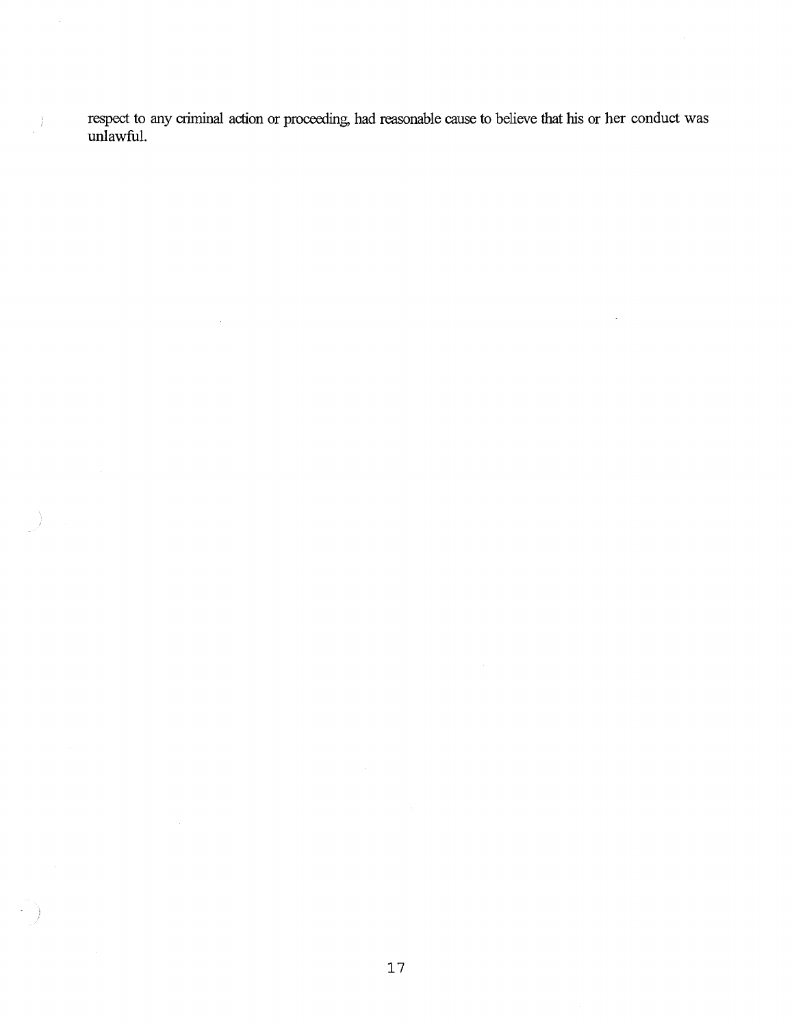respect to any criminal action or proceeding, had reasonable cause to believe that his or her conduct was unlawful.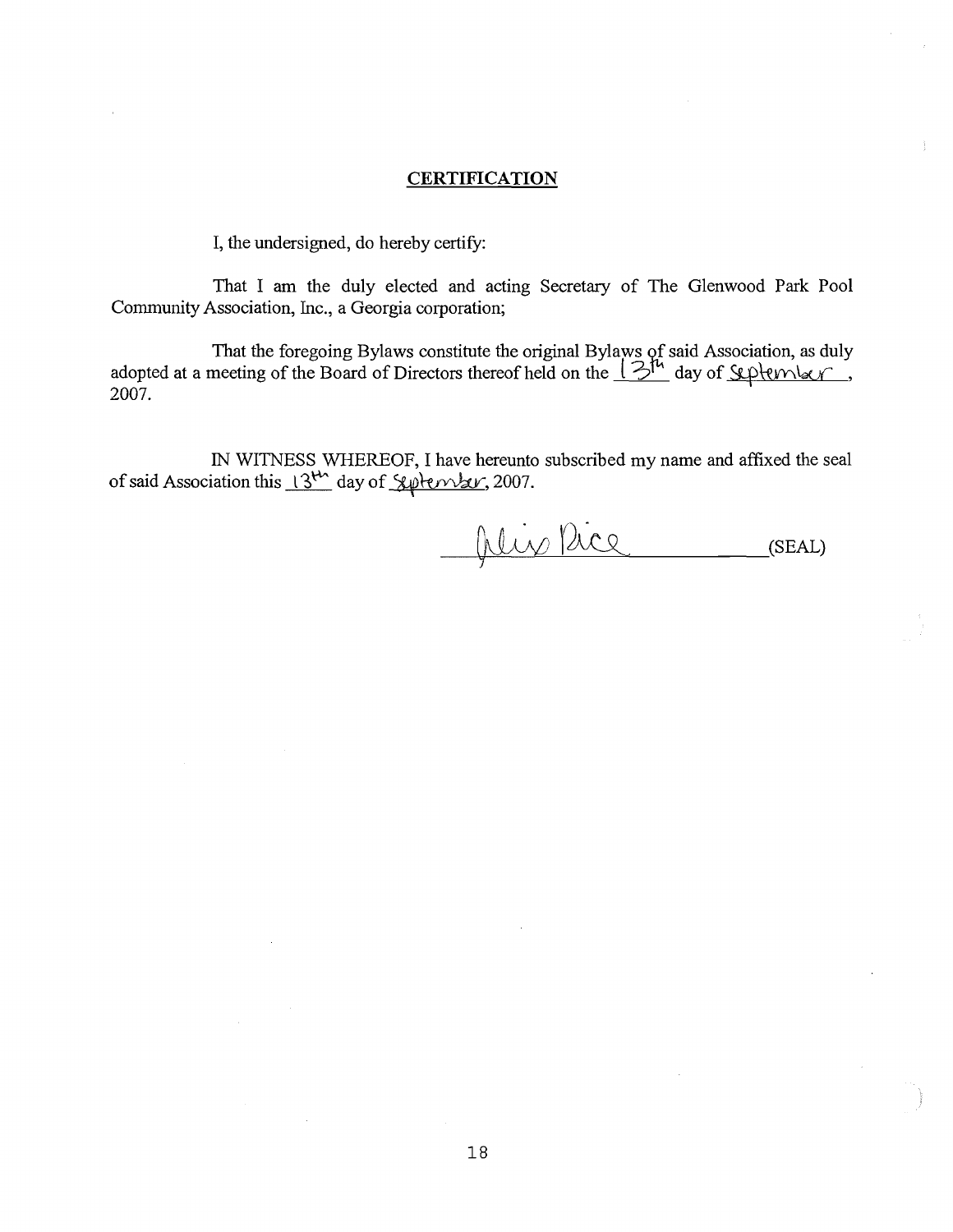## CERTIFICATION

I, the undersigned, do hereby certify:

That I am the duly elected and acting Secretary of The Glenwood Park Pool Community Association, Inc., a Georgia corporation;

That the foregoing Bylaws constitute the original Bylaws of said Association, as duly adopted at a meeting of the Board of Directors thereof held on the 13th day of September, 2007.

IN WITNESS WHEREOF, I have hereunto subscribed my name and affixed the seal of said Association this 13th day of September, 2007.

Alice Rice (SEAL)